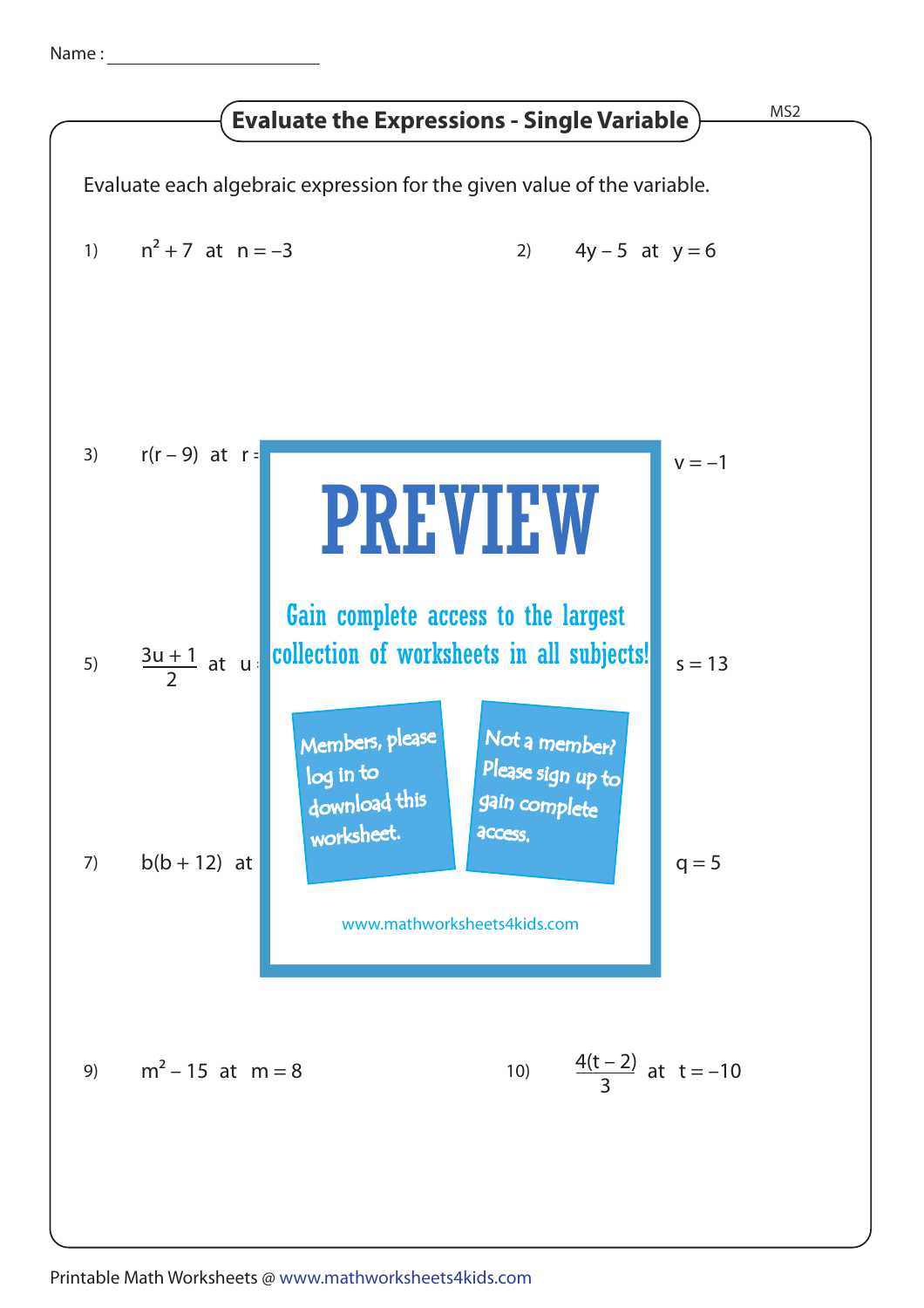Name : ______________________

## Evaluate the Expressions - Single Variable

MS2

Evaluate each algebraic expression for the given value of the variable.

1) $n^2 + 7$ at $n = -3$

2) $4y - 5$ at $y = 6$

3) $r(r - 9)$ at $r =$

$v = -1$

PREVIEW

Gain complete access to the largest collection of worksheets in all subjects!

Members, please log in to download this worksheet.

Not a member? Please sign up to gain complete access.

www.mathworksheets4kids.com

5) $\dfrac{3u + 1}{2}$ at $u$

$s = 13$

7) $b(b + 12)$ at

$q = 5$

9) $m^2 - 15$ at $m = 8$

10) $\dfrac{4(t - 2)}{3}$ at $t = -10$

Printable Math Worksheets @ www.mathworksheets4kids.com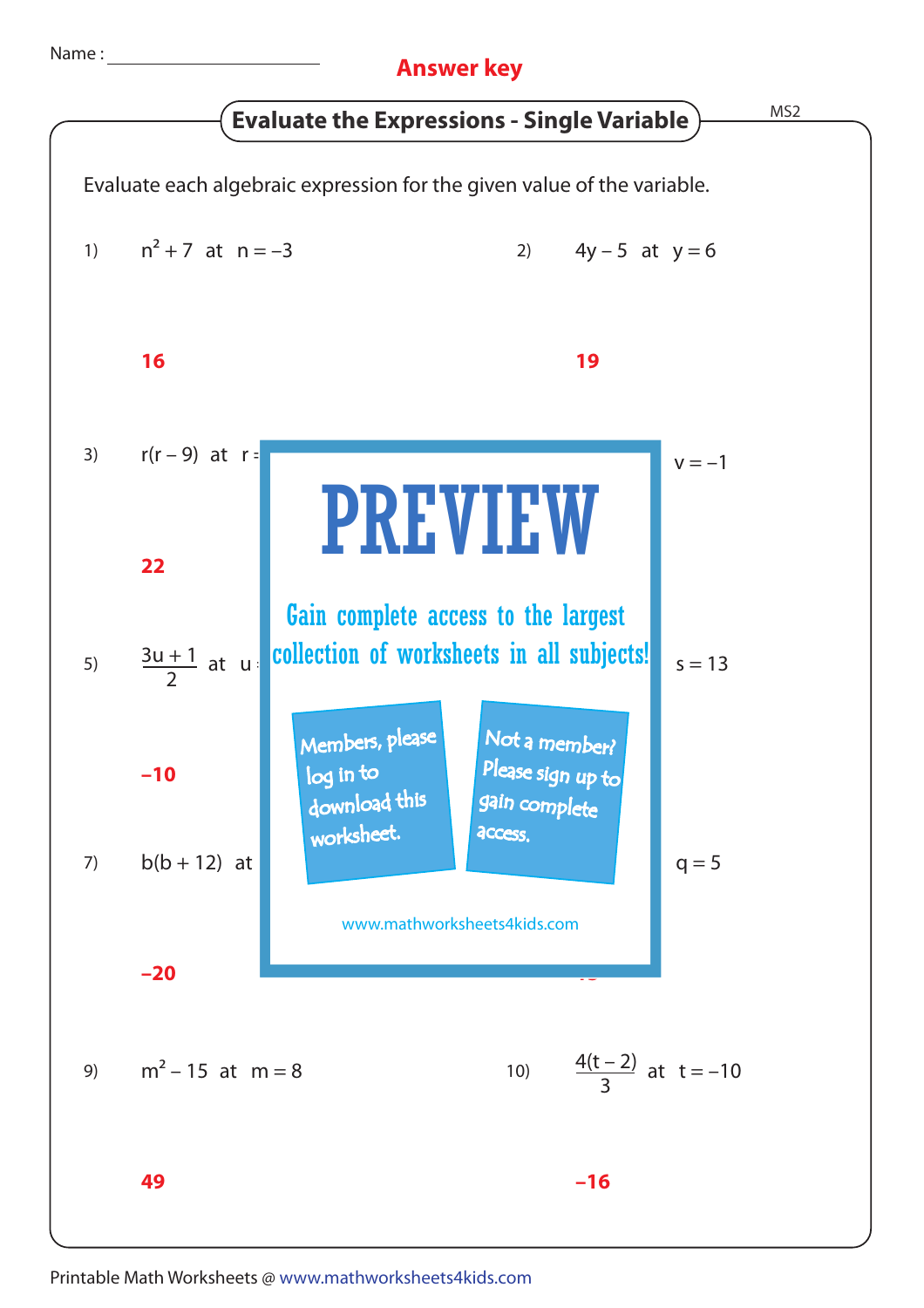Name : ____________________

**Answer key**

## Evaluate the Expressions - Single Variable

MS2

Evaluate each algebraic expression for the given value of the variable.

1) $n^2 + 7$ at $n = -3$

**16**

2) $4y - 5$ at $y = 6$

**19**

3) $r(r - 9)$ at $r =$

**22**

4) $v = -1$

5) $\dfrac{3u + 1}{2}$ at $u$

**−10**

6) $s = 13$

7) $b(b + 12)$ at

**−20**

8) $q = 5$

PREVIEW

Gain complete access to the largest collection of worksheets in all subjects!

Members, please log in to download this worksheet.

Not a member? Please sign up to gain complete access.

www.mathworksheets4kids.com

9) $m^2 - 15$ at $m = 8$

**49**

10) $\dfrac{4(t - 2)}{3}$ at $t = -10$

**−16**

Printable Math Worksheets @ www.mathworksheets4kids.com